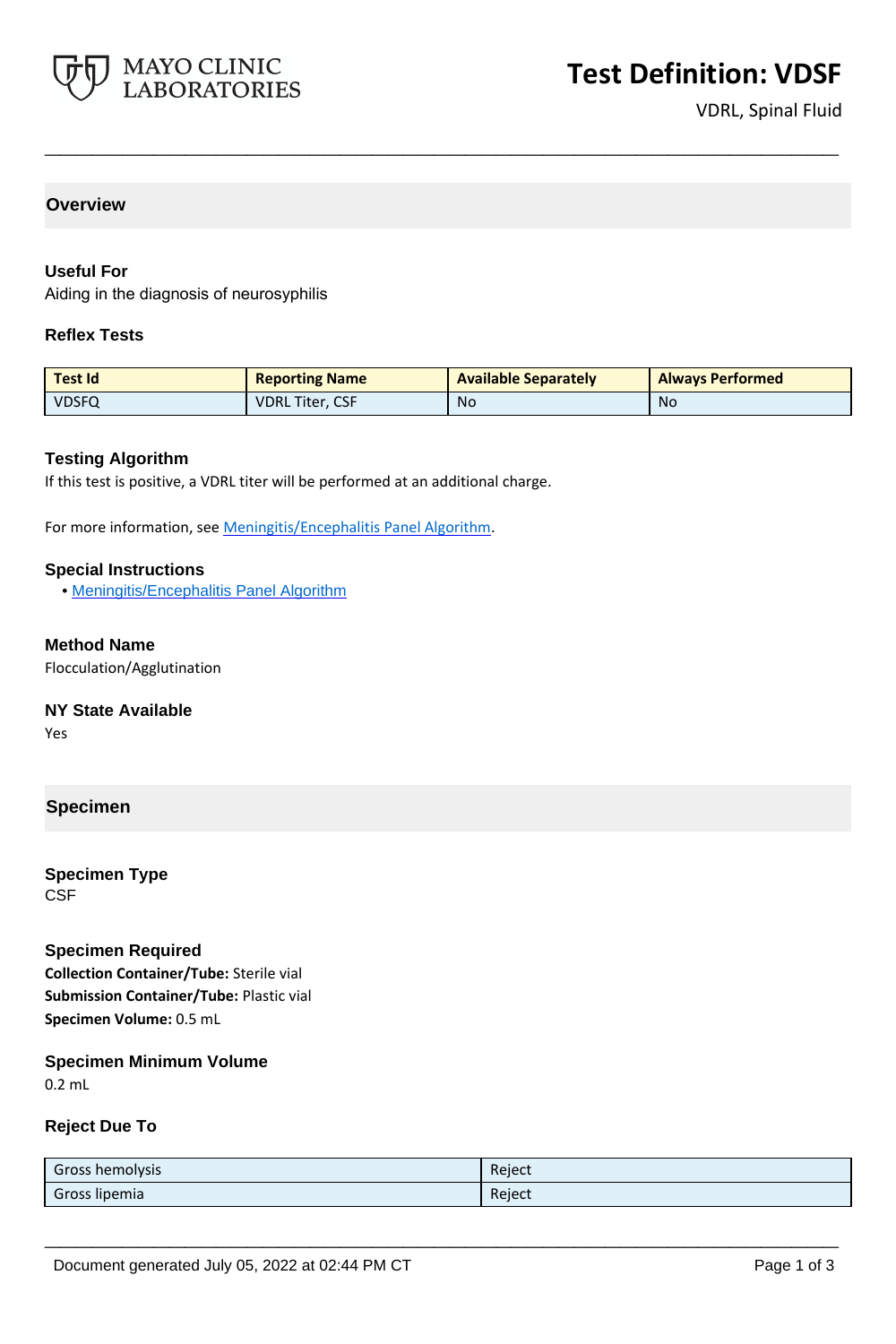MAYO CLINIC LABORATORIES

# Test Definition: VDSF

VDRL, Spinal Fluid

## Overview

### Useful For

Aiding in the diagnosis of neurosyphilis

### Reflex Tests

| Test Id | Reporting Name | Available Separately | Always Performed |
|---|---|---|---|
| VDSFQ | VDRL Titer, CSF | No | No |

### Testing Algorithm

If this test is positive, a VDRL titer will be performed at an additional charge.

For more information, see Meningitis/Encephalitis Panel Algorithm.

### Special Instructions

- Meningitis/Encephalitis Panel Algorithm

### Method Name

Flocculation/Agglutination

### NY State Available

Yes

## Specimen

### Specimen Type

CSF

### Specimen Required

**Collection Container/Tube:** Sterile vial
**Submission Container/Tube:** Plastic vial
**Specimen Volume:** 0.5 mL

### Specimen Minimum Volume

0.2 mL

### Reject Due To

| | |
|---|---|
| Gross hemolysis | Reject |
| Gross lipemia | Reject |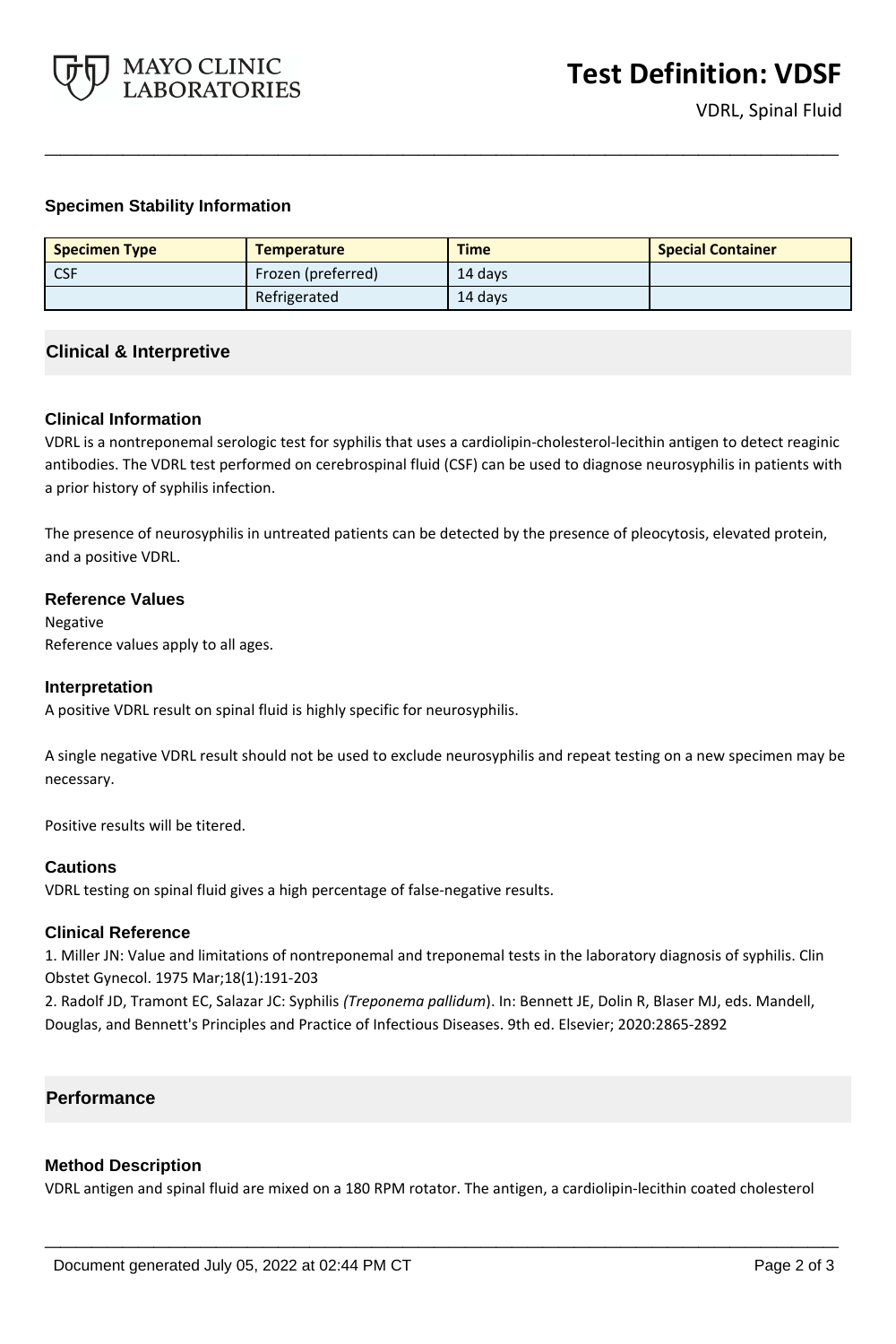### Specimen Stability Information

| Specimen Type | Temperature | Time | Special Container |
|---|---|---|---|
| CSF | Frozen (preferred) | 14 days | |
| | Refrigerated | 14 days | |

## Clinical & Interpretive

### Clinical Information

VDRL is a nontreponemal serologic test for syphilis that uses a cardiolipin-cholesterol-lecithin antigen to detect reaginic antibodies. The VDRL test performed on cerebrospinal fluid (CSF) can be used to diagnose neurosyphilis in patients with a prior history of syphilis infection.

The presence of neurosyphilis in untreated patients can be detected by the presence of pleocytosis, elevated protein, and a positive VDRL.

### Reference Values

Negative
Reference values apply to all ages.

### Interpretation

A positive VDRL result on spinal fluid is highly specific for neurosyphilis.

A single negative VDRL result should not be used to exclude neurosyphilis and repeat testing on a new specimen may be necessary.

Positive results will be titered.

### Cautions

VDRL testing on spinal fluid gives a high percentage of false-negative results.

### Clinical Reference

1. Miller JN: Value and limitations of nontreponemal and treponemal tests in the laboratory diagnosis of syphilis. Clin Obstet Gynecol. 1975 Mar;18(1):191-203
2. Radolf JD, Tramont EC, Salazar JC: Syphilis *(Treponema pallidum*). In: Bennett JE, Dolin R, Blaser MJ, eds. Mandell, Douglas, and Bennett's Principles and Practice of Infectious Diseases. 9th ed. Elsevier; 2020:2865-2892

## Performance

### Method Description

VDRL antigen and spinal fluid are mixed on a 180 RPM rotator. The antigen, a cardiolipin-lecithin coated cholesterol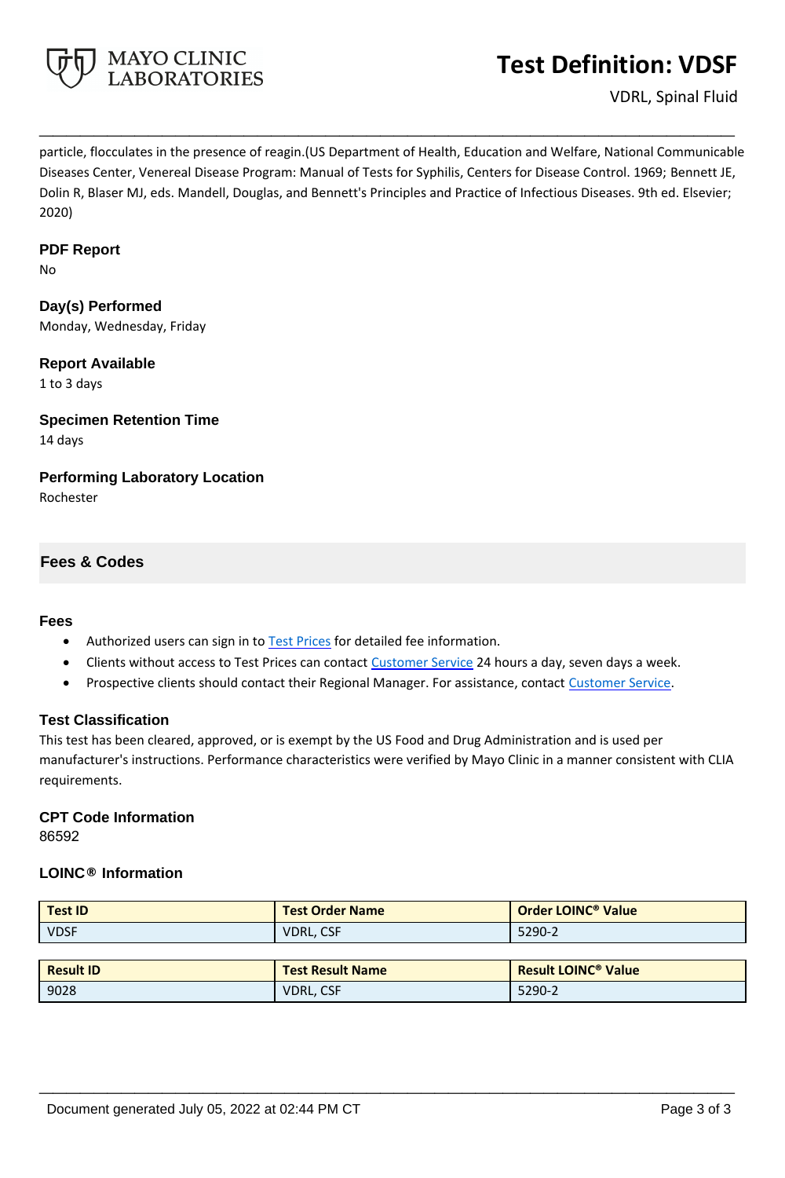particle, flocculates in the presence of reagin.(US Department of Health, Education and Welfare, National Communicable Diseases Center, Venereal Disease Program: Manual of Tests for Syphilis, Centers for Disease Control. 1969; Bennett JE, Dolin R, Blaser MJ, eds. Mandell, Douglas, and Bennett's Principles and Practice of Infectious Diseases. 9th ed. Elsevier; 2020)

### PDF Report

No

### Day(s) Performed

Monday, Wednesday, Friday

### Report Available

1 to 3 days

### Specimen Retention Time

14 days

### Performing Laboratory Location

Rochester

## Fees & Codes

### Fees

- Authorized users can sign in to Test Prices for detailed fee information.
- Clients without access to Test Prices can contact Customer Service 24 hours a day, seven days a week.
- Prospective clients should contact their Regional Manager. For assistance, contact Customer Service.

### Test Classification

This test has been cleared, approved, or is exempt by the US Food and Drug Administration and is used per manufacturer's instructions. Performance characteristics were verified by Mayo Clinic in a manner consistent with CLIA requirements.

### CPT Code Information

86592

### LOINC® Information

| Test ID | Test Order Name | Order LOINC® Value |
|---|---|---|
| VDSF | VDRL, CSF | 5290-2 |

| Result ID | Test Result Name | Result LOINC® Value |
|---|---|---|
| 9028 | VDRL, CSF | 5290-2 |